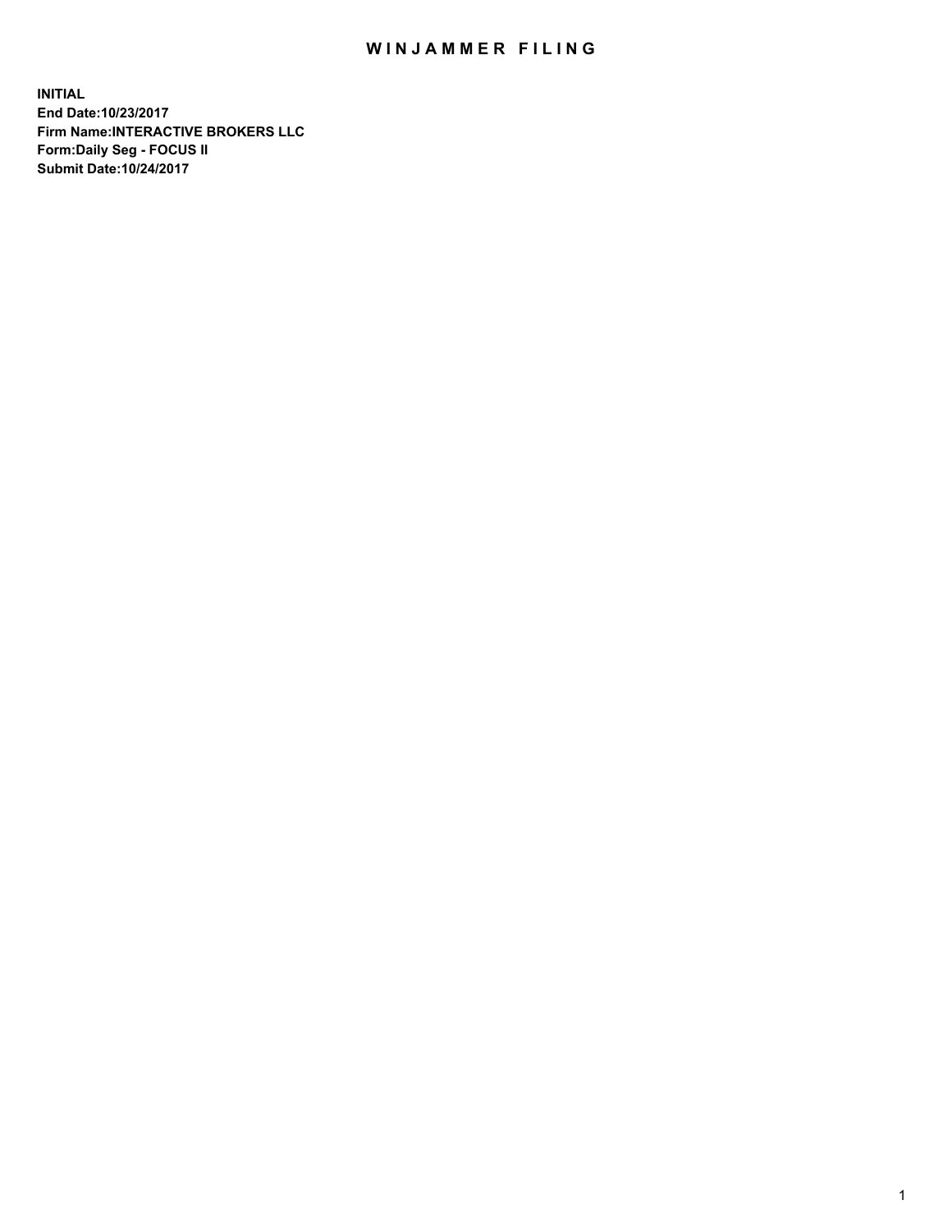# WINJAMMER FILING

**INITIAL**
**End Date:10/23/2017**
**Firm Name:INTERACTIVE BROKERS LLC**
**Form:Daily Seg - FOCUS II**
**Submit Date:10/24/2017**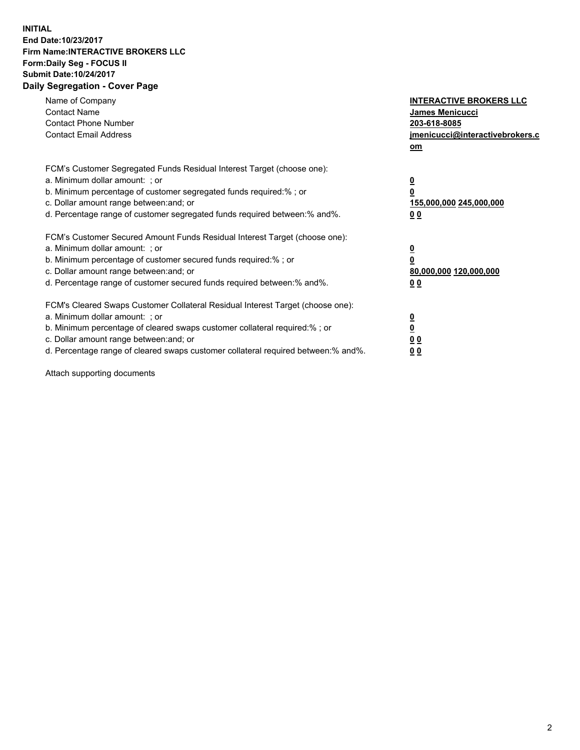**INITIAL**
**End Date:10/23/2017**
**Firm Name:INTERACTIVE BROKERS LLC**
**Form:Daily Seg - FOCUS II**
**Submit Date:10/24/2017**

## Daily Segregation - Cover Page

| | |
|---|---|
| Name of Company | **INTERACTIVE BROKERS LLC** |
| Contact Name | **James Menicucci** |
| Contact Phone Number | **203-618-8085** |
| Contact Email Address | **jmenicucci@interactivebrokers.com** |

| | |
|---|---|
| FCM's Customer Segregated Funds Residual Interest Target (choose one): | |
| a. Minimum dollar amount: ; or | **0** |
| b. Minimum percentage of customer segregated funds required:% ; or | **0** |
| c. Dollar amount range between:and; or | **155,000,000 245,000,000** |
| d. Percentage range of customer segregated funds required between:% and%. | **0 0** |

| | |
|---|---|
| FCM's Customer Secured Amount Funds Residual Interest Target (choose one): | |
| a. Minimum dollar amount: ; or | **0** |
| b. Minimum percentage of customer secured funds required:% ; or | **0** |
| c. Dollar amount range between:and; or | **80,000,000 120,000,000** |
| d. Percentage range of customer secured funds required between:% and%. | **0 0** |

| | |
|---|---|
| FCM's Cleared Swaps Customer Collateral Residual Interest Target (choose one): | |
| a. Minimum dollar amount: ; or | **0** |
| b. Minimum percentage of cleared swaps customer collateral required:% ; or | **0** |
| c. Dollar amount range between:and; or | **0 0** |
| d. Percentage range of cleared swaps customer collateral required between:% and%. | **0 0** |

Attach supporting documents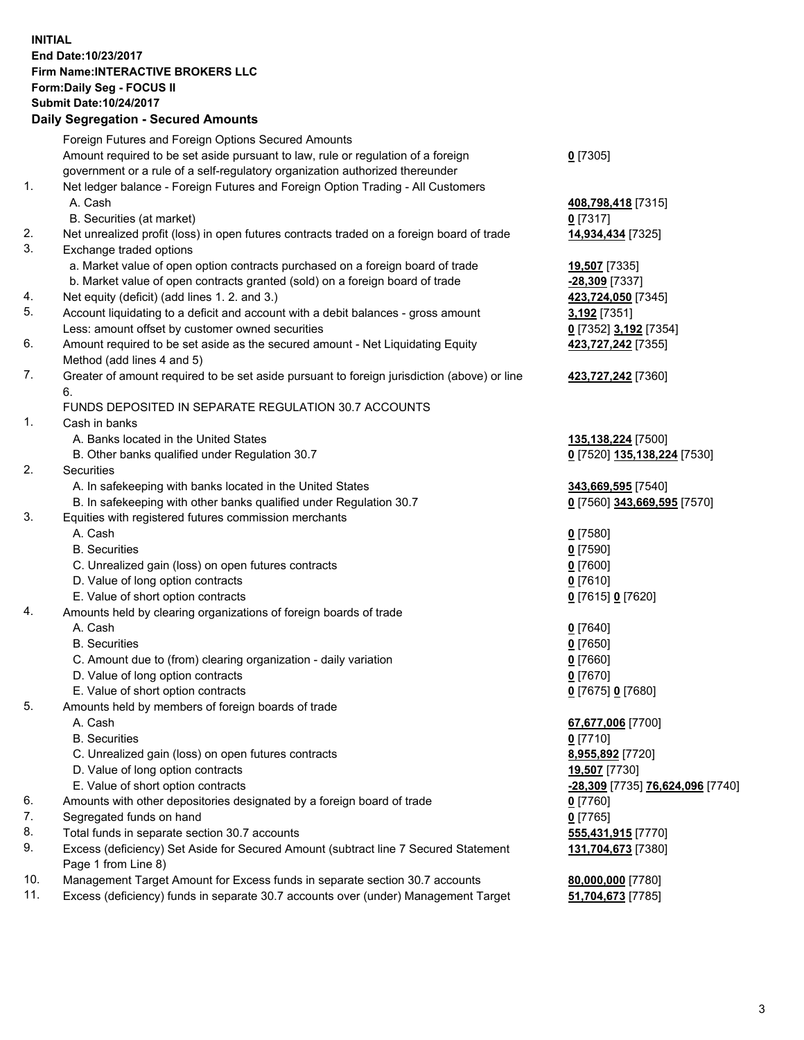**INITIAL**
**End Date:10/23/2017**
**Firm Name:INTERACTIVE BROKERS LLC**
**Form:Daily Seg - FOCUS II**
**Submit Date:10/24/2017**

**Daily Segregation - Secured Amounts**

| | | |
|---|---|---|
| | Foreign Futures and Foreign Options Secured Amounts | |
| | Amount required to be set aside pursuant to law, rule or regulation of a foreign government or a rule of a self-regulatory organization authorized thereunder | **0** [7305] |
| 1. | Net ledger balance - Foreign Futures and Foreign Option Trading - All Customers | |
| | A. Cash | **408,798,418** [7315] |
| | B. Securities (at market) | **0** [7317] |
| 2. | Net unrealized profit (loss) in open futures contracts traded on a foreign board of trade | **14,934,434** [7325] |
| 3. | Exchange traded options | |
| | a. Market value of open option contracts purchased on a foreign board of trade | **19,507** [7335] |
| | b. Market value of open contracts granted (sold) on a foreign board of trade | **-28,309** [7337] |
| 4. | Net equity (deficit) (add lines 1. 2. and 3.) | **423,724,050** [7345] |
| 5. | Account liquidating to a deficit and account with a debit balances - gross amount | **3,192** [7351] |
| | Less: amount offset by customer owned securities | **0** [7352] **3,192** [7354] |
| 6. | Amount required to be set aside as the secured amount - Net Liquidating Equity Method (add lines 4 and 5) | **423,727,242** [7355] |
| 7. | Greater of amount required to be set aside pursuant to foreign jurisdiction (above) or line 6. | **423,727,242** [7360] |
| | FUNDS DEPOSITED IN SEPARATE REGULATION 30.7 ACCOUNTS | |
| 1. | Cash in banks | |
| | A. Banks located in the United States | **135,138,224** [7500] |
| | B. Other banks qualified under Regulation 30.7 | **0** [7520] **135,138,224** [7530] |
| 2. | Securities | |
| | A. In safekeeping with banks located in the United States | **343,669,595** [7540] |
| | B. In safekeeping with other banks qualified under Regulation 30.7 | **0** [7560] **343,669,595** [7570] |
| 3. | Equities with registered futures commission merchants | |
| | A. Cash | **0** [7580] |
| | B. Securities | **0** [7590] |
| | C. Unrealized gain (loss) on open futures contracts | **0** [7600] |
| | D. Value of long option contracts | **0** [7610] |
| | E. Value of short option contracts | **0** [7615] **0** [7620] |
| 4. | Amounts held by clearing organizations of foreign boards of trade | |
| | A. Cash | **0** [7640] |
| | B. Securities | **0** [7650] |
| | C. Amount due to (from) clearing organization - daily variation | **0** [7660] |
| | D. Value of long option contracts | **0** [7670] |
| | E. Value of short option contracts | **0** [7675] **0** [7680] |
| 5. | Amounts held by members of foreign boards of trade | |
| | A. Cash | **67,677,006** [7700] |
| | B. Securities | **0** [7710] |
| | C. Unrealized gain (loss) on open futures contracts | **8,955,892** [7720] |
| | D. Value of long option contracts | **19,507** [7730] |
| | E. Value of short option contracts | **-28,309** [7735] **76,624,096** [7740] |
| 6. | Amounts with other depositories designated by a foreign board of trade | **0** [7760] |
| 7. | Segregated funds on hand | **0** [7765] |
| 8. | Total funds in separate section 30.7 accounts | **555,431,915** [7770] |
| 9. | Excess (deficiency) Set Aside for Secured Amount (subtract line 7 Secured Statement Page 1 from Line 8) | **131,704,673** [7380] |
| 10. | Management Target Amount for Excess funds in separate section 30.7 accounts | **80,000,000** [7780] |
| 11. | Excess (deficiency) funds in separate 30.7 accounts over (under) Management Target | **51,704,673** [7785] |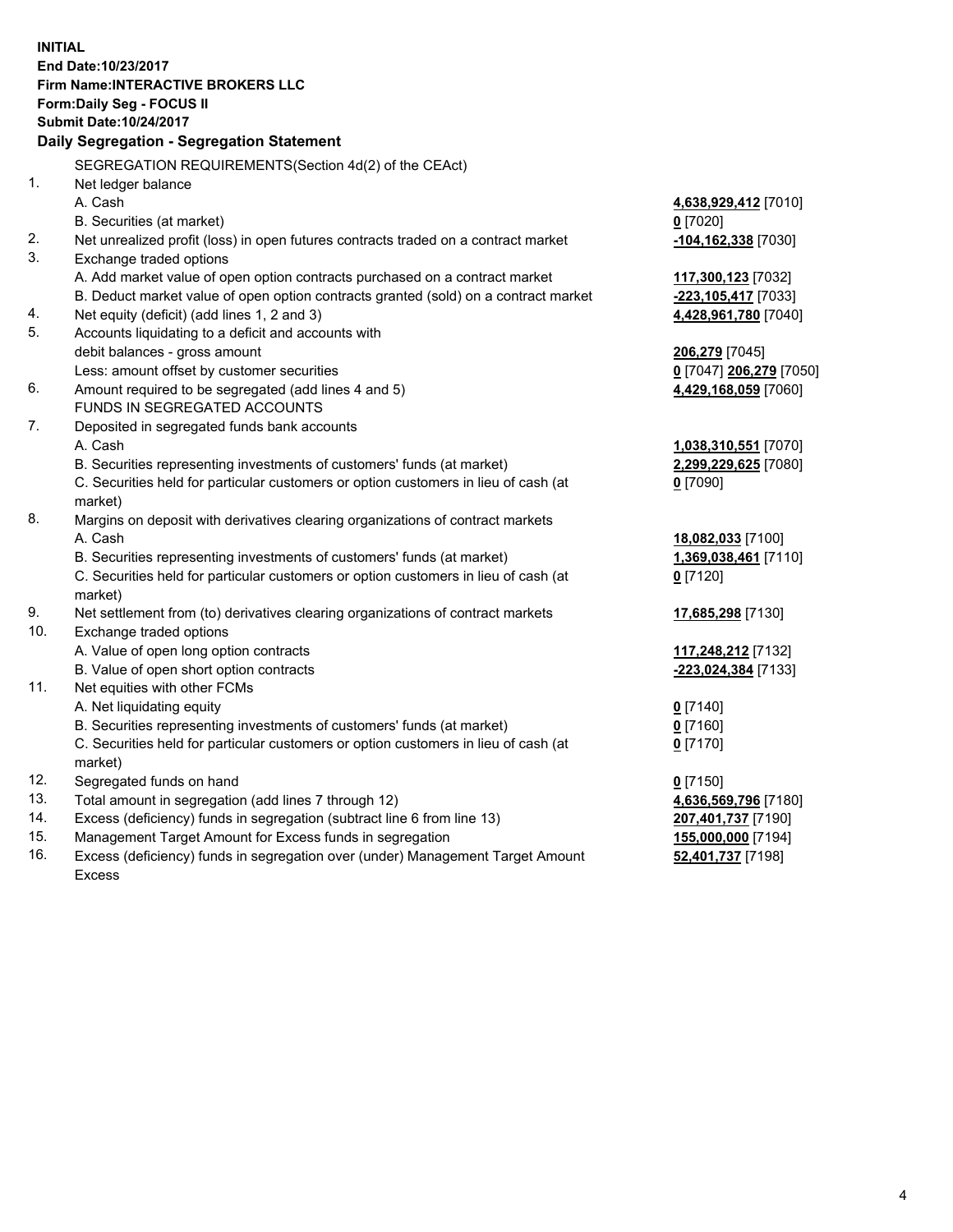**INITIAL**
**End Date:10/23/2017**
**Firm Name:INTERACTIVE BROKERS LLC**
**Form:Daily Seg - FOCUS II**
**Submit Date:10/24/2017**

**Daily Segregation - Segregation Statement**

SEGREGATION REQUIREMENTS(Section 4d(2) of the CEAct)

| | | |
|---|---|---|
| 1. | Net ledger balance | |
| | A. Cash | **4,638,929,412** [7010] |
| | B. Securities (at market) | **0** [7020] |
| 2. | Net unrealized profit (loss) in open futures contracts traded on a contract market | **-104,162,338** [7030] |
| 3. | Exchange traded options | |
| | A. Add market value of open option contracts purchased on a contract market | **117,300,123** [7032] |
| | B. Deduct market value of open option contracts granted (sold) on a contract market | **-223,105,417** [7033] |
| 4. | Net equity (deficit) (add lines 1, 2 and 3) | **4,428,961,780** [7040] |
| 5. | Accounts liquidating to a deficit and accounts with | |
| | debit balances - gross amount | **206,279** [7045] |
| | Less: amount offset by customer securities | **0** [7047] **206,279** [7050] |
| 6. | Amount required to be segregated (add lines 4 and 5) | **4,429,168,059** [7060] |
| | FUNDS IN SEGREGATED ACCOUNTS | |
| 7. | Deposited in segregated funds bank accounts | |
| | A. Cash | **1,038,310,551** [7070] |
| | B. Securities representing investments of customers' funds (at market) | **2,299,229,625** [7080] |
| | C. Securities held for particular customers or option customers in lieu of cash (at market) | **0** [7090] |
| 8. | Margins on deposit with derivatives clearing organizations of contract markets | |
| | A. Cash | **18,082,033** [7100] |
| | B. Securities representing investments of customers' funds (at market) | **1,369,038,461** [7110] |
| | C. Securities held for particular customers or option customers in lieu of cash (at market) | **0** [7120] |
| 9. | Net settlement from (to) derivatives clearing organizations of contract markets | **17,685,298** [7130] |
| 10. | Exchange traded options | |
| | A. Value of open long option contracts | **117,248,212** [7132] |
| | B. Value of open short option contracts | **-223,024,384** [7133] |
| 11. | Net equities with other FCMs | |
| | A. Net liquidating equity | **0** [7140] |
| | B. Securities representing investments of customers' funds (at market) | **0** [7160] |
| | C. Securities held for particular customers or option customers in lieu of cash (at market) | **0** [7170] |
| 12. | Segregated funds on hand | **0** [7150] |
| 13. | Total amount in segregation (add lines 7 through 12) | **4,636,569,796** [7180] |
| 14. | Excess (deficiency) funds in segregation (subtract line 6 from line 13) | **207,401,737** [7190] |
| 15. | Management Target Amount for Excess funds in segregation | **155,000,000** [7194] |
| 16. | Excess (deficiency) funds in segregation over (under) Management Target Amount Excess | **52,401,737** [7198] |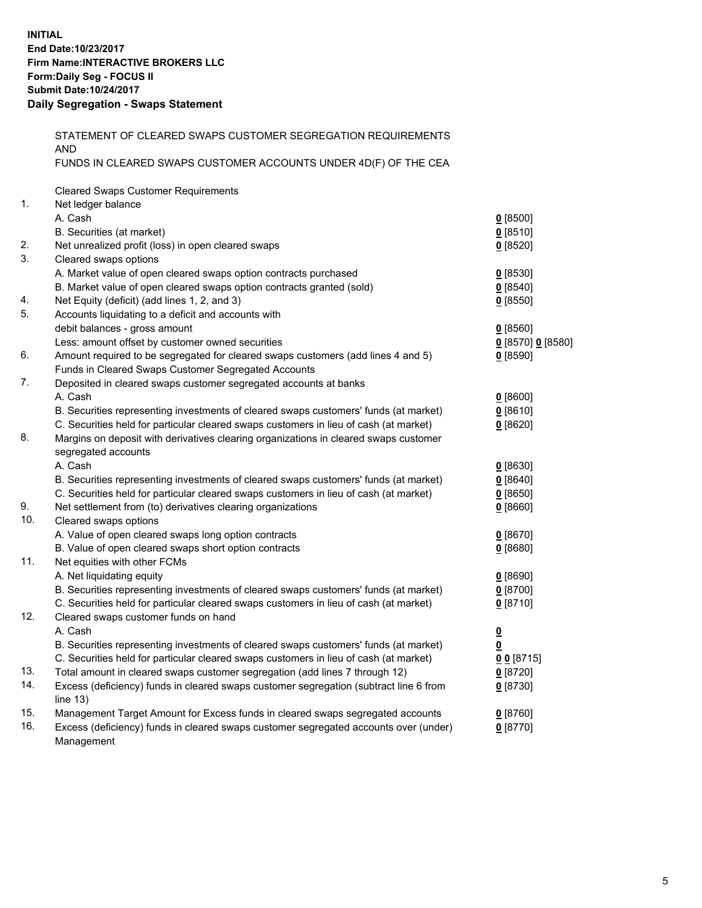**INITIAL**
**End Date:10/23/2017**
**Firm Name:INTERACTIVE BROKERS LLC**
**Form:Daily Seg - FOCUS II**
**Submit Date:10/24/2017**
**Daily Segregation - Swaps Statement**

STATEMENT OF CLEARED SWAPS CUSTOMER SEGREGATION REQUIREMENTS AND FUNDS IN CLEARED SWAPS CUSTOMER ACCOUNTS UNDER 4D(F) OF THE CEA

| | | |
|---|---|---|
| | Cleared Swaps Customer Requirements | |
| 1. | Net ledger balance | |
| | A. Cash | 0 [8500] |
| | B. Securities (at market) | 0 [8510] |
| 2. | Net unrealized profit (loss) in open cleared swaps | 0 [8520] |
| 3. | Cleared swaps options | |
| | A. Market value of open cleared swaps option contracts purchased | 0 [8530] |
| | B. Market value of open cleared swaps option contracts granted (sold) | 0 [8540] |
| 4. | Net Equity (deficit) (add lines 1, 2, and 3) | 0 [8550] |
| 5. | Accounts liquidating to a deficit and accounts with debit balances - gross amount | 0 [8560] |
| | Less: amount offset by customer owned securities | 0 [8570] 0 [8580] |
| 6. | Amount required to be segregated for cleared swaps customers (add lines 4 and 5) | 0 [8590] |
| | Funds in Cleared Swaps Customer Segregated Accounts | |
| 7. | Deposited in cleared swaps customer segregated accounts at banks | |
| | A. Cash | 0 [8600] |
| | B. Securities representing investments of cleared swaps customers' funds (at market) | 0 [8610] |
| | C. Securities held for particular cleared swaps customers in lieu of cash (at market) | 0 [8620] |
| 8. | Margins on deposit with derivatives clearing organizations in cleared swaps customer segregated accounts | |
| | A. Cash | 0 [8630] |
| | B. Securities representing investments of cleared swaps customers' funds (at market) | 0 [8640] |
| | C. Securities held for particular cleared swaps customers in lieu of cash (at market) | 0 [8650] |
| 9. | Net settlement from (to) derivatives clearing organizations | 0 [8660] |
| 10. | Cleared swaps options | |
| | A. Value of open cleared swaps long option contracts | 0 [8670] |
| | B. Value of open cleared swaps short option contracts | 0 [8680] |
| 11. | Net equities with other FCMs | |
| | A. Net liquidating equity | 0 [8690] |
| | B. Securities representing investments of cleared swaps customers' funds (at market) | 0 [8700] |
| | C. Securities held for particular cleared swaps customers in lieu of cash (at market) | 0 [8710] |
| 12. | Cleared swaps customer funds on hand | |
| | A. Cash | 0 |
| | B. Securities representing investments of cleared swaps customers' funds (at market) | 0 |
| | C. Securities held for particular cleared swaps customers in lieu of cash (at market) | 0 0 [8715] |
| 13. | Total amount in cleared swaps customer segregation (add lines 7 through 12) | 0 [8720] |
| 14. | Excess (deficiency) funds in cleared swaps customer segregation (subtract line 6 from line 13) | 0 [8730] |
| 15. | Management Target Amount for Excess funds in cleared swaps segregated accounts | 0 [8760] |
| 16. | Excess (deficiency) funds in cleared swaps customer segregated accounts over (under) Management | 0 [8770] |